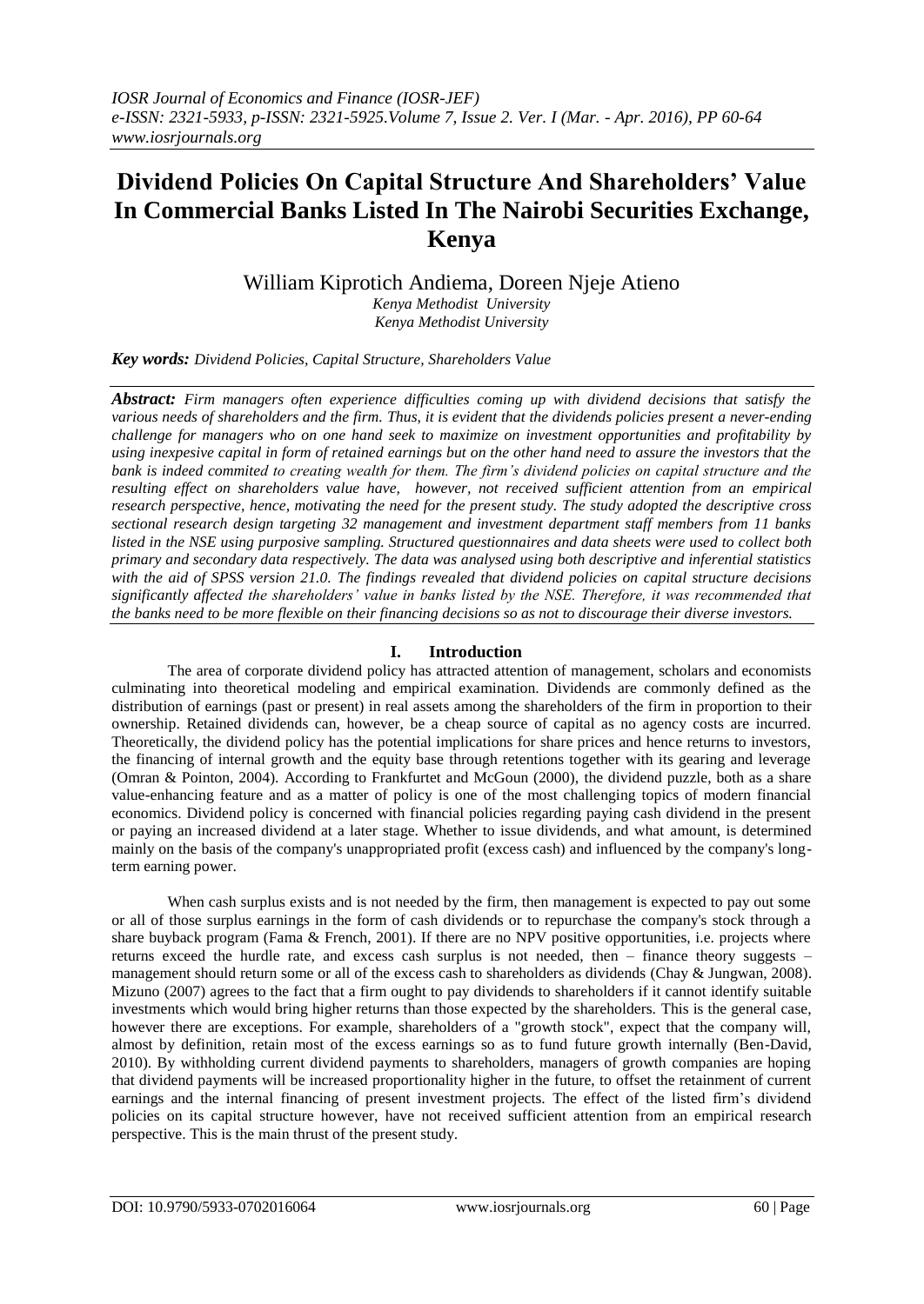# Dividend Policies On Capital Structure And Shareholders' Value In Commercial Banks Listed In The Nairobi Securities Exchange, Kenya

William Kiprotich Andiema, Doreen Njeje Atieno

*Kenya Methodist University*
*Kenya Methodist University*

***Key words:*** *Dividend Policies, Capital Structure, Shareholders Value*

***Abstract:*** *Firm managers often experience difficulties coming up with dividend decisions that satisfy the various needs of shareholders and the firm. Thus, it is evident that the dividends policies present a never-ending challenge for managers who on one hand seek to maximize on investment opportunities and profitability by using inexpesive capital in form of retained earnings but on the other hand need to assure the investors that the bank is indeed commited to creating wealth for them. The firm's dividend policies on capital structure and the resulting effect on shareholders value have, however, not received sufficient attention from an empirical research perspective, hence, motivating the need for the present study. The study adopted the descriptive cross sectional research design targeting 32 management and investment department staff members from 11 banks listed in the NSE using purposive sampling. Structured questionnaires and data sheets were used to collect both primary and secondary data respectively. The data was analysed using both descriptive and inferential statistics with the aid of SPSS version 21.0. The findings revealed that dividend policies on capital structure decisions significantly affected the shareholders' value in banks listed by the NSE. Therefore, it was recommended that the banks need to be more flexible on their financing decisions so as not to discourage their diverse investors.*

## I. Introduction

The area of corporate dividend policy has attracted attention of management, scholars and economists culminating into theoretical modeling and empirical examination. Dividends are commonly defined as the distribution of earnings (past or present) in real assets among the shareholders of the firm in proportion to their ownership. Retained dividends can, however, be a cheap source of capital as no agency costs are incurred. Theoretically, the dividend policy has the potential implications for share prices and hence returns to investors, the financing of internal growth and the equity base through retentions together with its gearing and leverage (Omran & Pointon, 2004). According to Frankfurtet and McGoun (2000), the dividend puzzle, both as a share value-enhancing feature and as a matter of policy is one of the most challenging topics of modern financial economics. Dividend policy is concerned with financial policies regarding paying cash dividend in the present or paying an increased dividend at a later stage. Whether to issue dividends, and what amount, is determined mainly on the basis of the company's unappropriated profit (excess cash) and influenced by the company's long-term earning power.

When cash surplus exists and is not needed by the firm, then management is expected to pay out some or all of those surplus earnings in the form of cash dividends or to repurchase the company's stock through a share buyback program (Fama & French, 2001). If there are no NPV positive opportunities, i.e. projects where returns exceed the hurdle rate, and excess cash surplus is not needed, then – finance theory suggests – management should return some or all of the excess cash to shareholders as dividends (Chay & Jungwan, 2008). Mizuno (2007) agrees to the fact that a firm ought to pay dividends to shareholders if it cannot identify suitable investments which would bring higher returns than those expected by the shareholders. This is the general case, however there are exceptions. For example, shareholders of a "growth stock", expect that the company will, almost by definition, retain most of the excess earnings so as to fund future growth internally (Ben-David, 2010). By withholding current dividend payments to shareholders, managers of growth companies are hoping that dividend payments will be increased proportionality higher in the future, to offset the retainment of current earnings and the internal financing of present investment projects. The effect of the listed firm's dividend policies on its capital structure however, have not received sufficient attention from an empirical research perspective. This is the main thrust of the present study.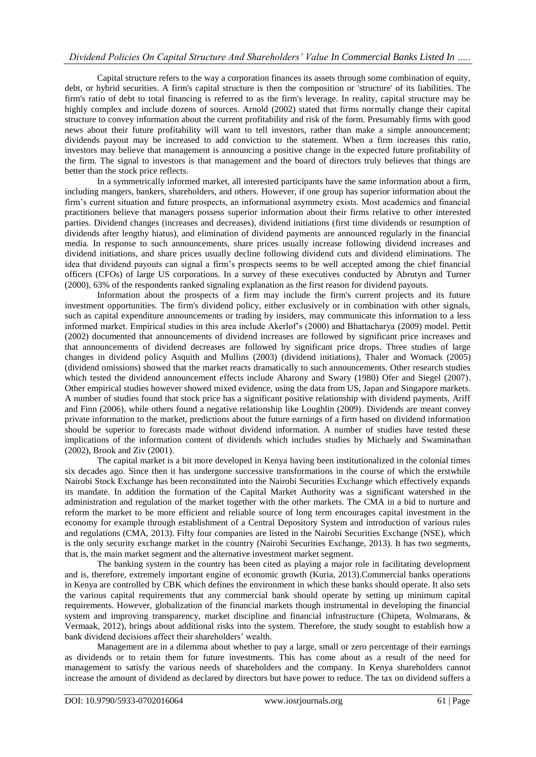Capital structure refers to the way a corporation finances its assets through some combination of equity, debt, or hybrid securities. A firm's capital structure is then the composition or 'structure' of its liabilities. The firm's ratio of debt to total financing is referred to as the firm's leverage. In reality, capital structure may be highly complex and include dozens of sources. Arnold (2002) stated that firms normally change their capital structure to convey information about the current profitability and risk of the form. Presumably firms with good news about their future profitability will want to tell investors, rather than make a simple announcement; dividends payout may be increased to add conviction to the statement. When a firm increases this ratio, investors may believe that management is announcing a positive change in the expected future profitability of the firm. The signal to investors is that management and the board of directors truly believes that things are better than the stock price reflects.

In a symmetrically informed market, all interested participants have the same information about a firm, including mangers, bankers, shareholders, and others. However, if one group has superior information about the firm's current situation and future prospects, an informational asymmetry exists. Most academics and financial practitioners believe that managers possess superior information about their firms relative to other interested parties. Dividend changes (increases and decreases), dividend initiations (first time dividends or resumption of dividends after lengthy hiatus), and elimination of dividend payments are announced regularly in the financial media. In response to such announcements, share prices usually increase following dividend increases and dividend initiations, and share prices usually decline following dividend cuts and dividend eliminations. The idea that dividend payouts can signal a firm's prospects seems to be well accepted among the chief financial officers (CFOs) of large US corporations. In a survey of these executives conducted by Abrutyn and Turner (2000), 63% of the respondents ranked signaling explanation as the first reason for dividend payouts.

Information about the prospects of a firm may include the firm's current projects and its future investment opportunities. The firm's dividend policy, either exclusively or in combination with other signals, such as capital expenditure announcements or trading by insiders, may communicate this information to a less informed market. Empirical studies in this area include Akerlof's (2000) and Bhattacharya (2009) model. Pettit (2002) documented that announcements of dividend increases are followed by significant price increases and that announcements of dividend decreases are followed by significant price drops. Three studies of large changes in dividend policy Asquith and Mullins (2003) (dividend initiations), Thaler and Womack (2005) (dividend omissions) showed that the market reacts dramatically to such announcements. Other research studies which tested the dividend announcement effects include Aharony and Swary (1980) Ofer and Siegel (2007). Other empirical studies however showed mixed evidence, using the data from US, Japan and Singapore markets. A number of studies found that stock price has a significant positive relationship with dividend payments, Ariff and Finn (2006), while others found a negative relationship like Loughlin (2009). Dividends are meant convey private information to the market, predictions about the future earnings of a firm based on dividend information should be superior to forecasts made without dividend information. A number of studies have tested these implications of the information content of dividends which includes studies by Michaely and Swaminathan (2002), Brook and Ziv (2001).

The capital market is a bit more developed in Kenya having been institutionalized in the colonial times six decades ago. Since then it has undergone successive transformations in the course of which the erstwhile Nairobi Stock Exchange has been reconstituted into the Nairobi Securities Exchange which effectively expands its mandate. In addition the formation of the Capital Market Authority was a significant watershed in the administration and regulation of the market together with the other markets. The CMA in a bid to nurture and reform the market to be more efficient and reliable source of long term encourages capital investment in the economy for example through establishment of a Central Depository System and introduction of various rules and regulations (CMA, 2013). Fifty four companies are listed in the Nairobi Securities Exchange (NSE), which is the only security exchange market in the country (Nairobi Securities Exchange, 2013). It has two segments, that is, the main market segment and the alternative investment market segment.

The banking system in the country has been cited as playing a major role in facilitating development and is, therefore, extremely important engine of economic growth (Kuria, 2013).Commercial banks operations in Kenya are controlled by CBK which defines the environment in which these banks should operate. It also sets the various capital requirements that any commercial bank should operate by setting up minimum capital requirements. However, globalization of the financial markets though instrumental in developing the financial system and improving transparency, market discipline and financial infrastructure (Chipeta, Wolmarans, & Vermaak, 2012), brings about additional risks into the system. Therefore, the study sought to establish how a bank dividend decisions affect their shareholders' wealth.

Management are in a dilemma about whether to pay a large, small or zero percentage of their earnings as dividends or to retain them for future investments. This has come about as a result of the need for management to satisfy the various needs of shareholders and the company. In Kenya shareholders cannot increase the amount of dividend as declared by directors but have power to reduce. The tax on dividend suffers a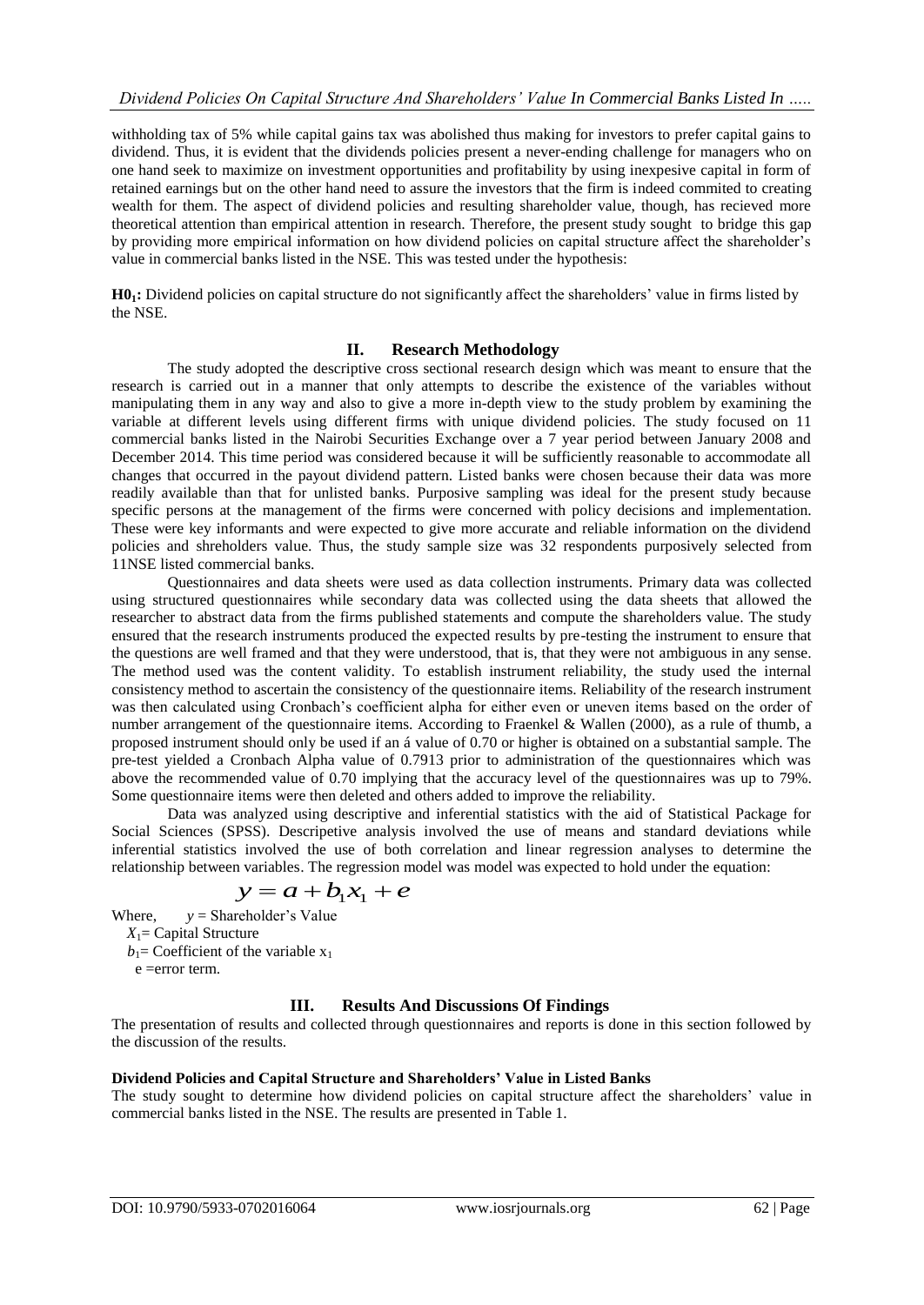withholding tax of 5% while capital gains tax was abolished thus making for investors to prefer capital gains to dividend. Thus, it is evident that the dividends policies present a never-ending challenge for managers who on one hand seek to maximize on investment opportunities and profitability by using inexpesive capital in form of retained earnings but on the other hand need to assure the investors that the firm is indeed commited to creating wealth for them. The aspect of dividend policies and resulting shareholder value, though, has recieved more theoretical attention than empirical attention in research. Therefore, the present study sought to bridge this gap by providing more empirical information on how dividend policies on capital structure affect the shareholder's value in commercial banks listed in the NSE. This was tested under the hypothesis:

**$H0_1$:** Dividend policies on capital structure do not significantly affect the shareholders' value in firms listed by the NSE.

## II. Research Methodology

The study adopted the descriptive cross sectional research design which was meant to ensure that the research is carried out in a manner that only attempts to describe the existence of the variables without manipulating them in any way and also to give a more in-depth view to the study problem by examining the variable at different levels using different firms with unique dividend policies. The study focused on 11 commercial banks listed in the Nairobi Securities Exchange over a 7 year period between January 2008 and December 2014. This time period was considered because it will be sufficiently reasonable to accommodate all changes that occurred in the payout dividend pattern. Listed banks were chosen because their data was more readily available than that for unlisted banks. Purposive sampling was ideal for the present study because specific persons at the management of the firms were concerned with policy decisions and implementation. These were key informants and were expected to give more accurate and reliable information on the dividend policies and shreholders value. Thus, the study sample size was 32 respondents purposively selected from 11NSE listed commercial banks.

Questionnaires and data sheets were used as data collection instruments. Primary data was collected using structured questionnaires while secondary data was collected using the data sheets that allowed the researcher to abstract data from the firms published statements and compute the shareholders value. The study ensured that the research instruments produced the expected results by pre-testing the instrument to ensure that the questions are well framed and that they were understood, that is, that they were not ambiguous in any sense. The method used was the content validity. To establish instrument reliability, the study used the internal consistency method to ascertain the consistency of the questionnaire items. Reliability of the research instrument was then calculated using Cronbach's coefficient alpha for either even or uneven items based on the order of number arrangement of the questionnaire items. According to Fraenkel & Wallen (2000), as a rule of thumb, a proposed instrument should only be used if an á value of 0.70 or higher is obtained on a substantial sample. The pre-test yielded a Cronbach Alpha value of 0.7913 prior to administration of the questionnaires which was above the recommended value of 0.70 implying that the accuracy level of the questionnaires was up to 79%. Some questionnaire items were then deleted and others added to improve the reliability.

Data was analyzed using descriptive and inferential statistics with the aid of Statistical Package for Social Sciences (SPSS). Descripetive analysis involved the use of means and standard deviations while inferential statistics involved the use of both correlation and linear regression analyses to determine the relationship between variables. The regression model was model was expected to hold under the equation:

$$y = a + b_1x_1 + e$$

Where, $y$ = Shareholder's Value
$X_1$= Capital Structure
$b_1$= Coefficient of the variable $x_1$
e =error term.

## III. Results And Discussions Of Findings

The presentation of results and collected through questionnaires and reports is done in this section followed by the discussion of the results.

### Dividend Policies and Capital Structure and Shareholders' Value in Listed Banks

The study sought to determine how dividend policies on capital structure affect the shareholders' value in commercial banks listed in the NSE. The results are presented in Table 1.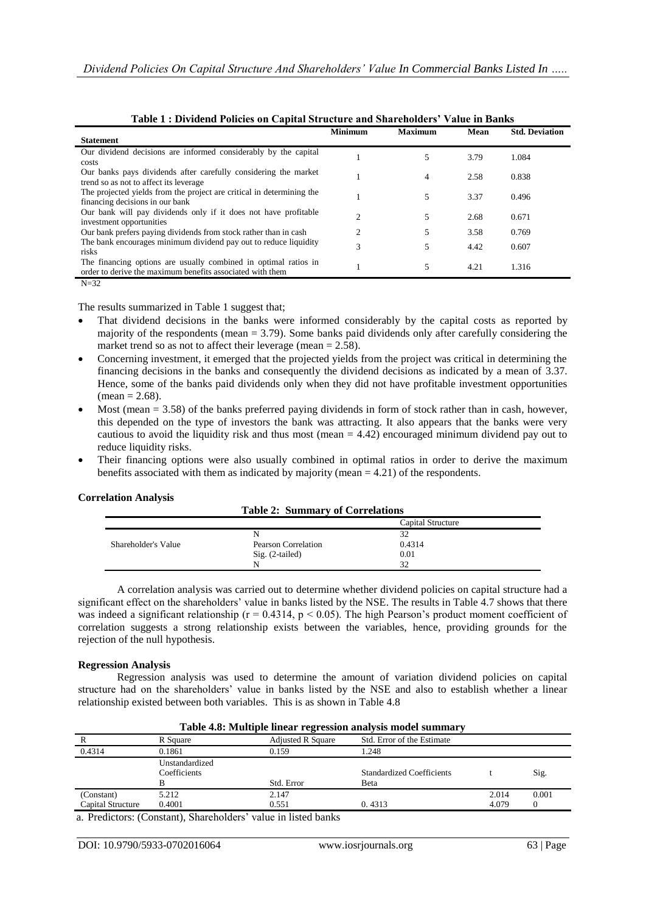**Table 1 : Dividend Policies on Capital Structure and Shareholders' Value in Banks**

| Statement | Minimum | Maximum | Mean | Std. Deviation |
|---|---|---|---|---|
| Our dividend decisions are informed considerably by the capital costs | 1 | 5 | 3.79 | 1.084 |
| Our banks pays dividends after carefully considering the market trend so as not to affect its leverage | 1 | 4 | 2.58 | 0.838 |
| The projected yields from the project are critical in determining the financing decisions in our bank | 1 | 5 | 3.37 | 0.496 |
| Our bank will pay dividends only if it does not have profitable investment opportunities | 2 | 5 | 2.68 | 0.671 |
| Our bank prefers paying dividends from stock rather than in cash | 2 | 5 | 3.58 | 0.769 |
| The bank encourages minimum dividend pay out to reduce liquidity risks | 3 | 5 | 4.42 | 0.607 |
| The financing options are usually combined in optimal ratios in order to derive the maximum benefits associated with them | 1 | 5 | 4.21 | 1.316 |

N=32

The results summarized in Table 1 suggest that;

- That dividend decisions in the banks were informed considerably by the capital costs as reported by majority of the respondents (mean = 3.79). Some banks paid dividends only after carefully considering the market trend so as not to affect their leverage (mean = 2.58).
- Concerning investment, it emerged that the projected yields from the project was critical in determining the financing decisions in the banks and consequently the dividend decisions as indicated by a mean of 3.37. Hence, some of the banks paid dividends only when they did not have profitable investment opportunities (mean = 2.68).
- Most (mean = 3.58) of the banks preferred paying dividends in form of stock rather than in cash, however, this depended on the type of investors the bank was attracting. It also appears that the banks were very cautious to avoid the liquidity risk and thus most (mean = 4.42) encouraged minimum dividend pay out to reduce liquidity risks.
- Their financing options were also usually combined in optimal ratios in order to derive the maximum benefits associated with them as indicated by majority (mean = 4.21) of the respondents.

**Correlation Analysis**

**Table 2: Summary of Correlations**

| | | Capital Structure |
|---|---|---|
| | N | 32 |
| Shareholder's Value | Pearson Correlation | 0.4314 |
| | Sig. (2-tailed) | 0.01 |
| | N | 32 |

A correlation analysis was carried out to determine whether dividend policies on capital structure had a significant effect on the shareholders' value in banks listed by the NSE. The results in Table 4.7 shows that there was indeed a significant relationship ($r = 0.4314$, $p < 0.05$). The high Pearson's product moment coefficient of correlation suggests a strong relationship exists between the variables, hence, providing grounds for the rejection of the null hypothesis.

**Regression Analysis**

Regression analysis was used to determine the amount of variation dividend policies on capital structure had on the shareholders' value in banks listed by the NSE and also to establish whether a linear relationship existed between both variables. This is as shown in Table 4.8

**Table 4.8: Multiple linear regression analysis model summary**

| R | R Square | Adjusted R Square | Std. Error of the Estimate | | |
|---|---|---|---|---|---|
| 0.4314 | 0.1861 | 0.159 | 1.248 | | |
| | Unstandardized Coefficients B | Std. Error | Standardized Coefficients Beta | t | Sig. |
| (Constant) | 5.212 | 2.147 | | 2.014 | 0.001 |
| Capital Structure | 0.4001 | 0.551 | 0. 4313 | 4.079 | 0 |

a. Predictors: (Constant), Shareholders' value in listed banks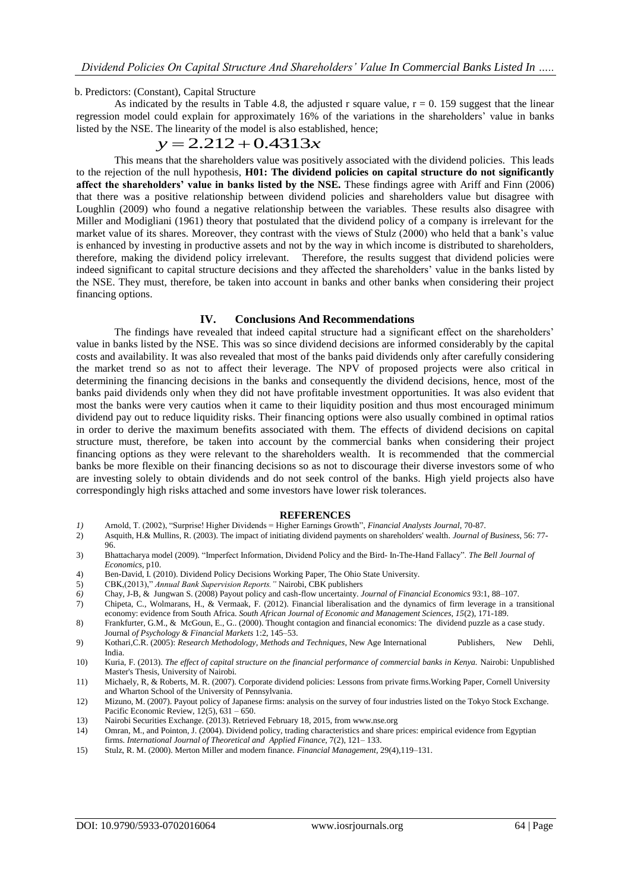b. Predictors: (Constant), Capital Structure

As indicated by the results in Table 4.8, the adjusted r square value, r = 0. 159 suggest that the linear regression model could explain for approximately 16% of the variations in the shareholders' value in banks listed by the NSE. The linearity of the model is also established, hence;

$$y = 2.212 + 0.4313x$$

This means that the shareholders value was positively associated with the dividend policies. This leads to the rejection of the null hypothesis, **H01: The dividend policies on capital structure do not significantly affect the shareholders' value in banks listed by the NSE.** These findings agree with Ariff and Finn (2006) that there was a positive relationship between dividend policies and shareholders value but disagree with Loughlin (2009) who found a negative relationship between the variables. These results also disagree with Miller and Modigliani (1961) theory that postulated that the dividend policy of a company is irrelevant for the market value of its shares. Moreover, they contrast with the views of Stulz (2000) who held that a bank's value is enhanced by investing in productive assets and not by the way in which income is distributed to shareholders, therefore, making the dividend policy irrelevant. Therefore, the results suggest that dividend policies were indeed significant to capital structure decisions and they affected the shareholders' value in the banks listed by the NSE. They must, therefore, be taken into account in banks and other banks when considering their project financing options.

## IV. Conclusions And Recommendations

The findings have revealed that indeed capital structure had a significant effect on the shareholders' value in banks listed by the NSE. This was so since dividend decisions are informed considerably by the capital costs and availability. It was also revealed that most of the banks paid dividends only after carefully considering the market trend so as not to affect their leverage. The NPV of proposed projects were also critical in determining the financing decisions in the banks and consequently the dividend decisions, hence, most of the banks paid dividends only when they did not have profitable investment opportunities. It was also evident that most the banks were very cautious when it came to their liquidity position and thus most encouraged minimum dividend pay out to reduce liquidity risks. Their financing options were also usually combined in optimal ratios in order to derive the maximum benefits associated with them. The effects of dividend decisions on capital structure must, therefore, be taken into account by the commercial banks when considering their project financing options as they were relevant to the shareholders wealth. It is recommended that the commercial banks be more flexible on their financing decisions so as not to discourage their diverse investors some of who are investing solely to obtain dividends and do not seek control of the banks. High yield projects also have correspondingly high risks attached and some investors have lower risk tolerances.

## REFERENCES

1) Arnold, T. (2002), "Surprise! Higher Dividends = Higher Earnings Growth", *Financial Analysts Journal*, 70-87.
2) Asquith, H.& Mullins, R. (2003). The impact of initiating dividend payments on shareholders' wealth. *Journal of Business*, 56: 77-96.
3) Bhattacharya model (2009). "Imperfect Information, Dividend Policy and the Bird- In-The-Hand Fallacy". *The Bell Journal of Economics*, p10.
4) Ben-David, I. (2010). Dividend Policy Decisions Working Paper, The Ohio State University.
5) CBK,(2013)," *Annual Bank Supervision Reports."* Nairobi, CBK publishers
6) Chay, J-B, & Jungwan S. (2008) Payout policy and cash-flow uncertainty. *Journal of Financial Economics* 93:1, 88–107.
7) Chipeta, C., Wolmarans, H., & Vermaak, F. (2012). Financial liberalisation and the dynamics of firm leverage in a transitional economy: evidence from South Africa. *South African Journal of Economic and Management Sciences, 15*(2), 171-189.
8) Frankfurter, G.M., & McGoun, E., G.. (2000). Thought contagion and financial economics: The dividend puzzle as a case study. Journal *of Psychology & Financial Markets* 1:2, 145–53.
9) Kothari,C.R. (2005): *Research Methodology, Methods and Techniques*, New Age International Publishers, New Dehli, India.
10) Kuria, F. (2013). *The effect of capital structure on the financial performance of commercial banks in Kenya.* Nairobi: Unpublished Master's Thesis, University of Nairobi.
11) Michaely, R, & Roberts, M. R. (2007). Corporate dividend policies: Lessons from private firms.Working Paper, Cornell University and Wharton School of the University of Pennsylvania.
12) Mizuno, M. (2007). Payout policy of Japanese firms: analysis on the survey of four industries listed on the Tokyo Stock Exchange. Pacific Economic Review, 12(5), 631 – 650.
13) Nairobi Securities Exchange. (2013). Retrieved February 18, 2015, from www.nse.org
14) Omran, M., and Pointon, J. (2004). Dividend policy, trading characteristics and share prices: empirical evidence from Egyptian firms. *International Journal of Theoretical and Applied Finance*, 7(2), 121– 133.
15) Stulz, R. M. (2000). Merton Miller and modern finance. *Financial Management*, 29(4),119–131.